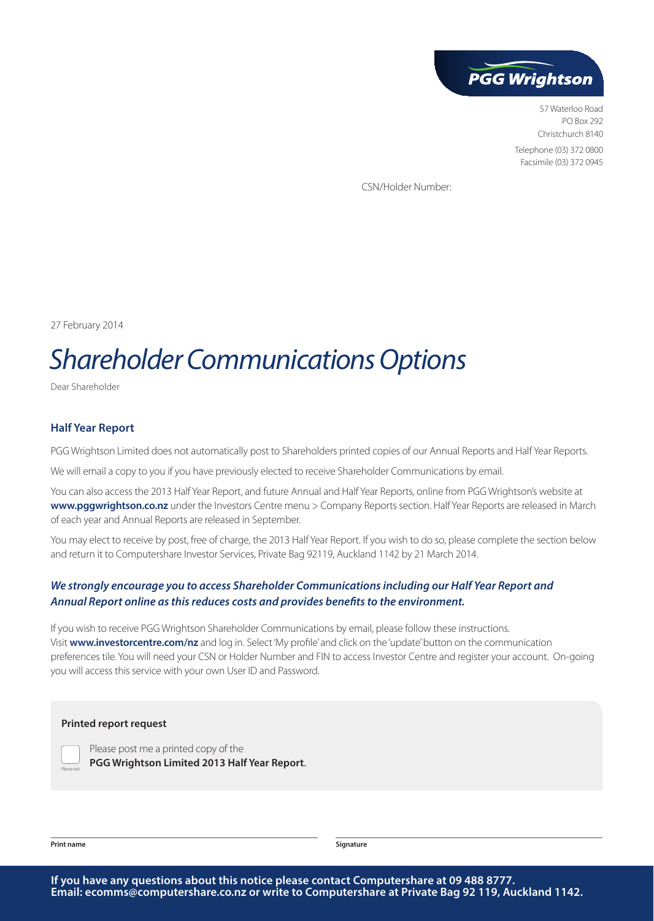PGG Wrightson

57 Waterloo Road
PO Box 292
Christchurch 8140

Telephone (03) 372 0800
Facsimile (03) 372 0945

CSN/Holder Number:

27 February 2014

# *Shareholder Communications Options*

Dear Shareholder

## Half Year Report

PGG Wrightson Limited does not automatically post to Shareholders printed copies of our Annual Reports and Half Year Reports.

We will email a copy to you if you have previously elected to receive Shareholder Communications by email.

You can also access the 2013 Half Year Report, and future Annual and Half Year Reports, online from PGG Wrightson's website at **www.pggwrightson.co.nz** under the Investors Centre menu > Company Reports section. Half Year Reports are released in March of each year and Annual Reports are released in September.

You may elect to receive by post, free of charge, the 2013 Half Year Report. If you wish to do so, please complete the section below and return it to Computershare Investor Services, Private Bag 92119, Auckland 1142 by 21 March 2014.

***We strongly encourage you to access Shareholder Communications including our Half Year Report and Annual Report online as this reduces costs and provides benefits to the environment.***

If you wish to receive PGG Wrightson Shareholder Communications by email, please follow these instructions. Visit **www.investorcentre.com/nz** and log in. Select 'My profile' and click on the 'update' button on the communication preferences tile. You will need your CSN or Holder Number and FIN to access Investor Centre and register your account. On-going you will access this service with your own User ID and Password.

**Printed report request**

☐ *Please tick* — Please post me a printed copy of the **PGG Wrightson Limited 2013 Half Year Report**.

**Print name** ______________________ **Signature** ______________________

**If you have any questions about this notice please contact Computershare at 09 488 8777. Email: ecomms@computershare.co.nz or write to Computershare at Private Bag 92 119, Auckland 1142.**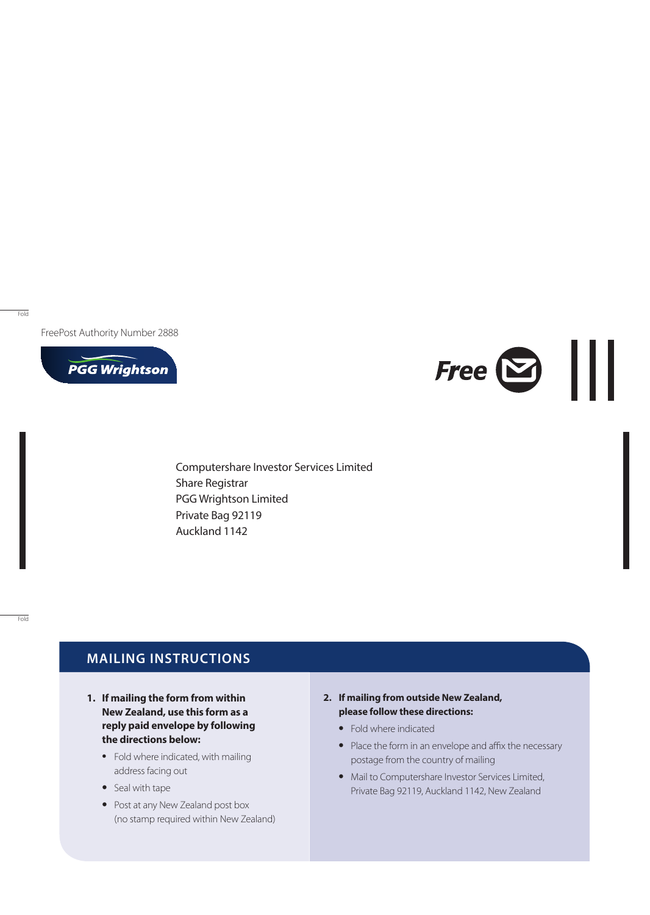Fold

FreePost Authority Number 2888

PGG Wrightson

Free

Computershare Investor Services Limited
Share Registrar
PGG Wrightson Limited
Private Bag 92119
Auckland 1142

Fold

## MAILING INSTRUCTIONS

1. **If mailing the form from within New Zealand, use this form as a reply paid envelope by following the directions below:**
   - Fold where indicated, with mailing address facing out
   - Seal with tape
   - Post at any New Zealand post box (no stamp required within New Zealand)

2. **If mailing from outside New Zealand, please follow these directions:**
   - Fold where indicated
   - Place the form in an envelope and affix the necessary postage from the country of mailing
   - Mail to Computershare Investor Services Limited, Private Bag 92119, Auckland 1142, New Zealand